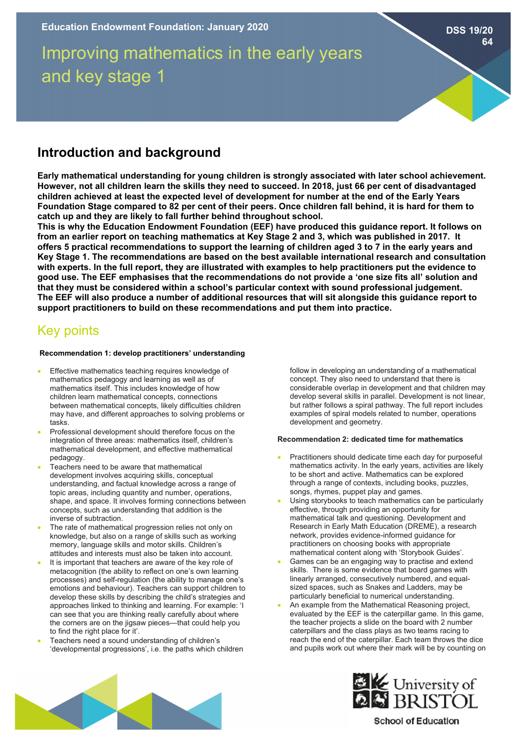Education Endowment Foundation: January 2020

DSS 19/20 64

# Improving mathematics in the early years and key stage 1

## Introduction and background

**Early mathematical understanding for young children is strongly associated with later school achievement. However, not all children learn the skills they need to succeed. In 2018, just 66 per cent of disadvantaged children achieved at least the expected level of development for number at the end of the Early Years Foundation Stage compared to 82 per cent of their peers. Once children fall behind, it is hard for them to catch up and they are likely to fall further behind throughout school.**
**This is why the Education Endowment Foundation (EEF) have produced this guidance report. It follows on from an earlier report on teaching mathematics at Key Stage 2 and 3, which was published in 2017. It offers 5 practical recommendations to support the learning of children aged 3 to 7 in the early years and Key Stage 1. The recommendations are based on the best available international research and consultation with experts. In the full report, they are illustrated with examples to help practitioners put the evidence to good use. The EEF emphasises that the recommendations do not provide a 'one size fits all' solution and that they must be considered within a school's particular context with sound professional judgement. The EEF will also produce a number of additional resources that will sit alongside this guidance report to support practitioners to build on these recommendations and put them into practice.**

## Key points

**Recommendation 1: develop practitioners' understanding**

- Effective mathematics teaching requires knowledge of mathematics pedagogy and learning as well as of mathematics itself. This includes knowledge of how children learn mathematical concepts, connections between mathematical concepts, likely difficulties children may have, and different approaches to solving problems or tasks.
- Professional development should therefore focus on the integration of three areas: mathematics itself, children's mathematical development, and effective mathematical pedagogy.
- Teachers need to be aware that mathematical development involves acquiring skills, conceptual understanding, and factual knowledge across a range of topic areas, including quantity and number, operations, shape, and space. It involves forming connections between concepts, such as understanding that addition is the inverse of subtraction.
- The rate of mathematical progression relies not only on knowledge, but also on a range of skills such as working memory, language skills and motor skills. Children's attitudes and interests must also be taken into account.
- It is important that teachers are aware of the key role of metacognition (the ability to reflect on one's own learning processes) and self-regulation (the ability to manage one's emotions and behaviour). Teachers can support children to develop these skills by describing the child's strategies and approaches linked to thinking and learning. For example: 'I can see that you are thinking really carefully about where the corners are on the jigsaw pieces—that could help you to find the right place for it'.
- Teachers need a sound understanding of children's 'developmental progressions', i.e. the paths which children follow in developing an understanding of a mathematical concept. They also need to understand that there is considerable overlap in development and that children may develop several skills in parallel. Development is not linear, but rather follows a spiral pathway. The full report includes examples of spiral models related to number, operations development and geometry.

**Recommendation 2: dedicated time for mathematics**

- Practitioners should dedicate time each day for purposeful mathematics activity. In the early years, activities are likely to be short and active. Mathematics can be explored through a range of contexts, including books, puzzles, songs, rhymes, puppet play and games.
- Using storybooks to teach mathematics can be particularly effective, through providing an opportunity for mathematical talk and questioning. Development and Research in Early Math Education (DREME), a research network, provides evidence-informed guidance for practitioners on choosing books with appropriate mathematical content along with 'Storybook Guides'.
- Games can be an engaging way to practise and extend skills. There is some evidence that board games with linearly arranged, consecutively numbered, and equal-sized spaces, such as Snakes and Ladders, may be particularly beneficial to numerical understanding.
- An example from the Mathematical Reasoning project, evaluated by the EEF is the caterpillar game. In this game, the teacher projects a slide on the board with 2 number caterpillars and the class plays as two teams racing to reach the end of the caterpillar. Each team throws the dice and pupils work out where their mark will be by counting on

University of BRISTOL
School of Education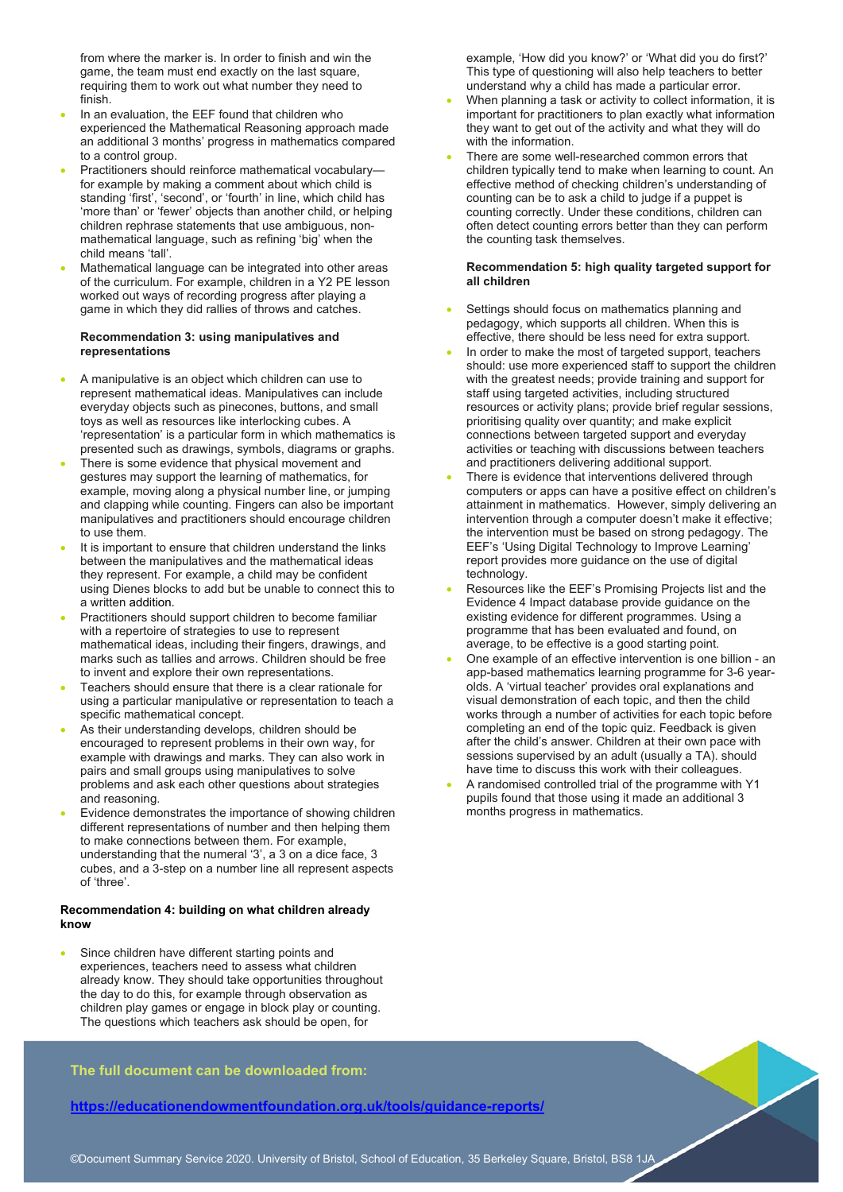from where the marker is. In order to finish and win the game, the team must end exactly on the last square, requiring them to work out what number they need to finish.

- In an evaluation, the EEF found that children who experienced the Mathematical Reasoning approach made an additional 3 months' progress in mathematics compared to a control group.
- Practitioners should reinforce mathematical vocabulary—for example by making a comment about which child is standing 'first', 'second', or 'fourth' in line, which child has 'more than' or 'fewer' objects than another child, or helping children rephrase statements that use ambiguous, non-mathematical language, such as refining 'big' when the child means 'tall'.
- Mathematical language can be integrated into other areas of the curriculum. For example, children in a Y2 PE lesson worked out ways of recording progress after playing a game in which they did rallies of throws and catches.

**Recommendation 3: using manipulatives and representations**

- A manipulative is an object which children can use to represent mathematical ideas. Manipulatives can include everyday objects such as pinecones, buttons, and small toys as well as resources like interlocking cubes. A 'representation' is a particular form in which mathematics is presented such as drawings, symbols, diagrams or graphs.
- There is some evidence that physical movement and gestures may support the learning of mathematics, for example, moving along a physical number line, or jumping and clapping while counting. Fingers can also be important manipulatives and practitioners should encourage children to use them.
- It is important to ensure that children understand the links between the manipulatives and the mathematical ideas they represent. For example, a child may be confident using Dienes blocks to add but be unable to connect this to a written addition.
- Practitioners should support children to become familiar with a repertoire of strategies to use to represent mathematical ideas, including their fingers, drawings, and marks such as tallies and arrows. Children should be free to invent and explore their own representations.
- Teachers should ensure that there is a clear rationale for using a particular manipulative or representation to teach a specific mathematical concept.
- As their understanding develops, children should be encouraged to represent problems in their own way, for example with drawings and marks. They can also work in pairs and small groups using manipulatives to solve problems and ask each other questions about strategies and reasoning.
- Evidence demonstrates the importance of showing children different representations of number and then helping them to make connections between them. For example, understanding that the numeral '3', a 3 on a dice face, 3 cubes, and a 3-step on a number line all represent aspects of 'three'.

**Recommendation 4: building on what children already know**

- Since children have different starting points and experiences, teachers need to assess what children already know. They should take opportunities throughout the day to do this, for example through observation as children play games or engage in block play or counting. The questions which teachers ask should be open, for example, 'How did you know?' or 'What did you do first?' This type of questioning will also help teachers to better understand why a child has made a particular error.
- When planning a task or activity to collect information, it is important for practitioners to plan exactly what information they want to get out of the activity and what they will do with the information.
- There are some well-researched common errors that children typically tend to make when learning to count. An effective method of checking children's understanding of counting can be to ask a child to judge if a puppet is counting correctly. Under these conditions, children can often detect counting errors better than they can perform the counting task themselves.

**Recommendation 5: high quality targeted support for all children**

- Settings should focus on mathematics planning and pedagogy, which supports all children. When this is effective, there should be less need for extra support.
- In order to make the most of targeted support, teachers should: use more experienced staff to support the children with the greatest needs; provide training and support for staff using targeted activities, including structured resources or activity plans; provide brief regular sessions, prioritising quality over quantity; and make explicit connections between targeted support and everyday activities or teaching with discussions between teachers and practitioners delivering additional support.
- There is evidence that interventions delivered through computers or apps can have a positive effect on children's attainment in mathematics. However, simply delivering an intervention through a computer doesn't make it effective; the intervention must be based on strong pedagogy. The EEF's 'Using Digital Technology to Improve Learning' report provides more guidance on the use of digital technology.
- Resources like the EEF's Promising Projects list and the Evidence 4 Impact database provide guidance on the existing evidence for different programmes. Using a programme that has been evaluated and found, on average, to be effective is a good starting point.
- One example of an effective intervention is one billion - an app-based mathematics learning programme for 3-6 year-olds. A 'virtual teacher' provides oral explanations and visual demonstration of each topic, and then the child works through a number of activities for each topic before completing an end of the topic quiz. Feedback is given after the child's answer. Children at their own pace with sessions supervised by an adult (usually a TA). should have time to discuss this work with their colleagues.
- A randomised controlled trial of the programme with Y1 pupils found that those using it made an additional 3 months progress in mathematics.

**The full document can be downloaded from:**

[https://educationendowmentfoundation.org.uk/tools/guidance-reports/](https://educationendowmentfoundation.org.uk/tools/guidance-reports/)

©Document Summary Service 2020. University of Bristol, School of Education, 35 Berkeley Square, Bristol, BS8 1JA